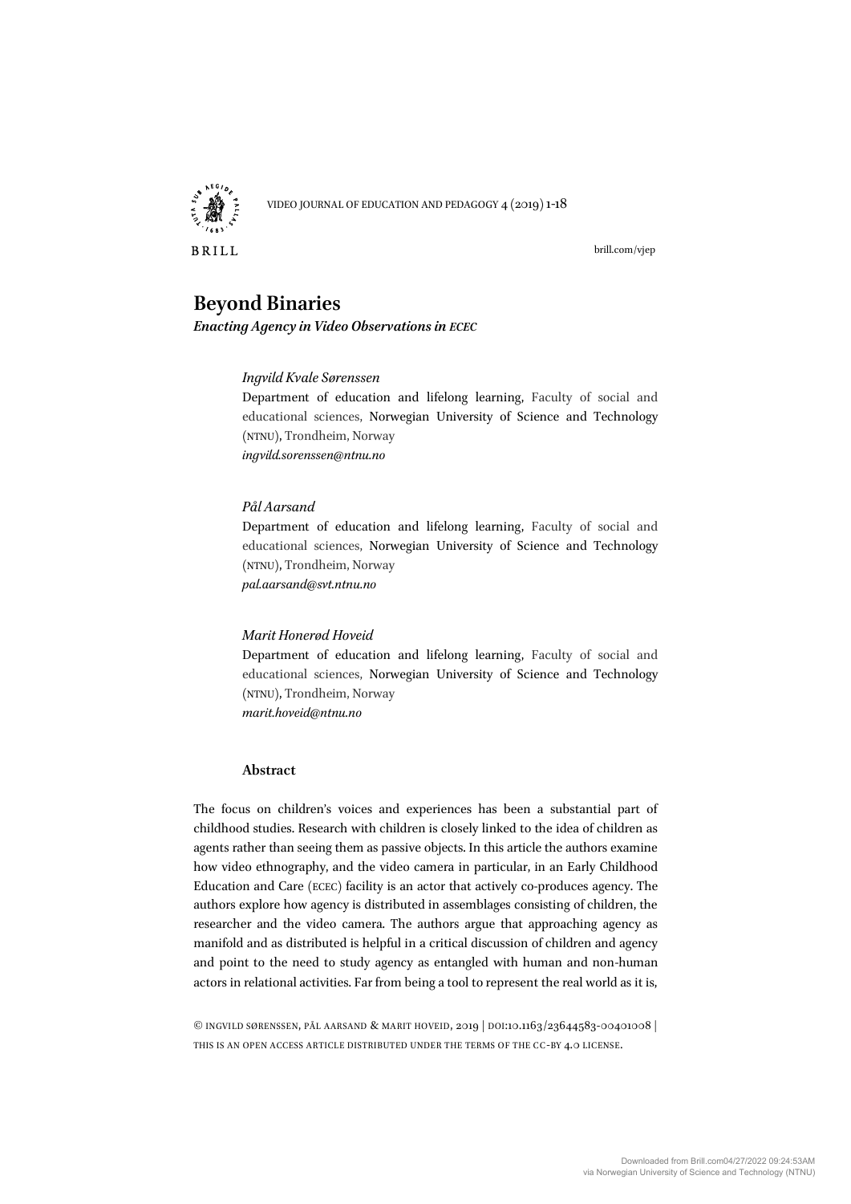# Beyond Binaries

***Enacting Agency in Video Observations in ECEC***

*Ingvild Kvale Sørenssen*
Department of education and lifelong learning, Faculty of social and educational sciences, Norwegian University of Science and Technology (NTNU), Trondheim, Norway
*ingvild.sorenssen@ntnu.no*

*Pål Aarsand*
Department of education and lifelong learning, Faculty of social and educational sciences, Norwegian University of Science and Technology (NTNU), Trondheim, Norway
*pal.aarsand@svt.ntnu.no*

*Marit Honerød Hoveid*
Department of education and lifelong learning, Faculty of social and educational sciences, Norwegian University of Science and Technology (NTNU), Trondheim, Norway
*marit.hoveid@ntnu.no*

## Abstract

The focus on children's voices and experiences has been a substantial part of childhood studies. Research with children is closely linked to the idea of children as agents rather than seeing them as passive objects. In this article the authors examine how video ethnography, and the video camera in particular, in an Early Childhood Education and Care (ECEC) facility is an actor that actively co-produces agency. The authors explore how agency is distributed in assemblages consisting of children, the researcher and the video camera. The authors argue that approaching agency as manifold and as distributed is helpful in a critical discussion of children and agency and point to the need to study agency as entangled with human and non-human actors in relational activities. Far from being a tool to represent the real world as it is,

© INGVILD SØRENSSEN, PÅL AARSAND & MARIT HOVEID, 2019 | DOI:10.1163/23644583-00401008 |
THIS IS AN OPEN ACCESS ARTICLE DISTRIBUTED UNDER THE TERMS OF THE CC-BY 4.0 LICENSE.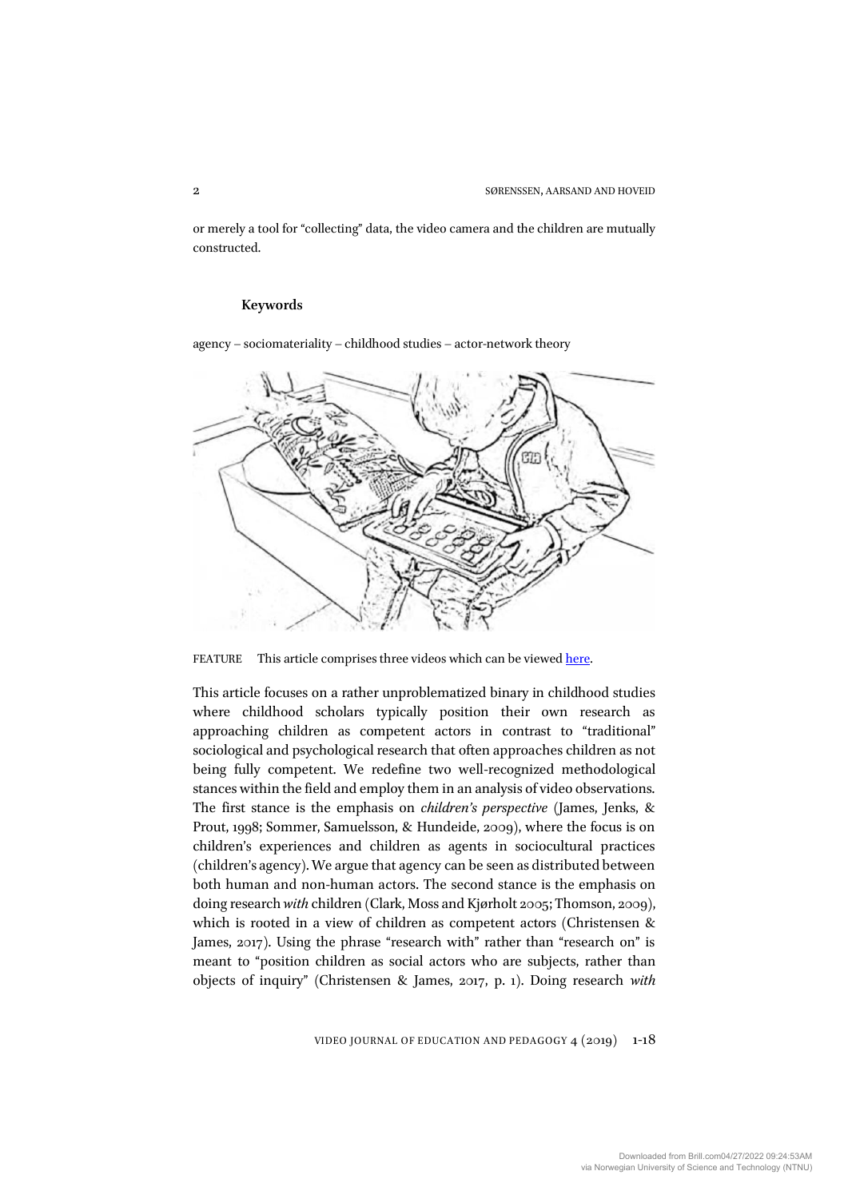or merely a tool for "collecting" data, the video camera and the children are mutually constructed.

### Keywords

agency – sociomateriality – childhood studies – actor-network theory

FEATURE This article comprises three videos which can be viewed here.

This article focuses on a rather unproblematized binary in childhood studies where childhood scholars typically position their own research as approaching children as competent actors in contrast to "traditional" sociological and psychological research that often approaches children as not being fully competent. We redefine two well-recognized methodological stances within the field and employ them in an analysis of video observations. The first stance is the emphasis on *children's perspective* (James, Jenks, & Prout, 1998; Sommer, Samuelsson, & Hundeide, 2009), where the focus is on children's experiences and children as agents in sociocultural practices (children's agency). We argue that agency can be seen as distributed between both human and non-human actors. The second stance is the emphasis on doing research *with* children (Clark, Moss and Kjørholt 2005; Thomson, 2009), which is rooted in a view of children as competent actors (Christensen & James, 2017). Using the phrase "research with" rather than "research on" is meant to "position children as social actors who are subjects, rather than objects of inquiry" (Christensen & James, 2017, p. 1). Doing research *with*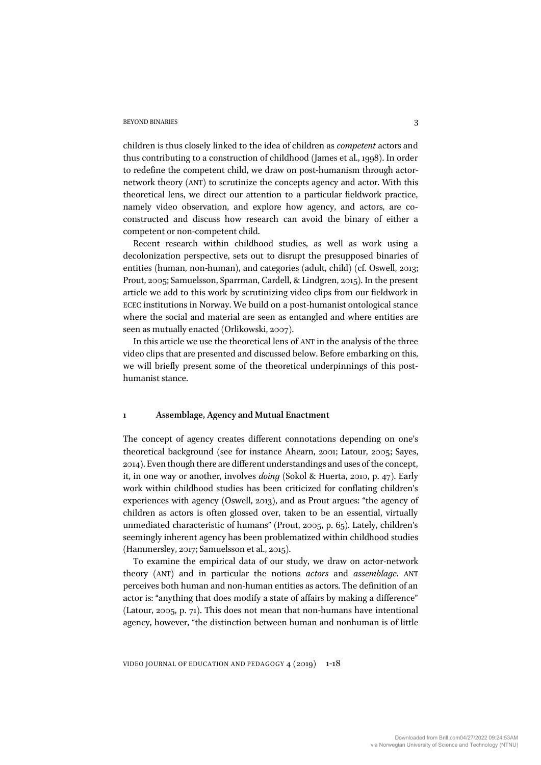children is thus closely linked to the idea of children as *competent* actors and thus contributing to a construction of childhood (James et al., 1998). In order to redefine the competent child, we draw on post-humanism through actor-network theory (ANT) to scrutinize the concepts agency and actor. With this theoretical lens, we direct our attention to a particular fieldwork practice, namely video observation, and explore how agency, and actors, are co-constructed and discuss how research can avoid the binary of either a competent or non-competent child.

Recent research within childhood studies, as well as work using a decolonization perspective, sets out to disrupt the presupposed binaries of entities (human, non-human), and categories (adult, child) (cf. Oswell, 2013; Prout, 2005; Samuelsson, Sparrman, Cardell, & Lindgren, 2015). In the present article we add to this work by scrutinizing video clips from our fieldwork in ECEC institutions in Norway. We build on a post-humanist ontological stance where the social and material are seen as entangled and where entities are seen as mutually enacted (Orlikowski, 2007).

In this article we use the theoretical lens of ANT in the analysis of the three video clips that are presented and discussed below. Before embarking on this, we will briefly present some of the theoretical underpinnings of this post-humanist stance.

## 1 Assemblage, Agency and Mutual Enactment

The concept of agency creates different connotations depending on one's theoretical background (see for instance Ahearn, 2001; Latour, 2005; Sayes, 2014). Even though there are different understandings and uses of the concept, it, in one way or another, involves *doing* (Sokol & Huerta, 2010, p. 47). Early work within childhood studies has been criticized for conflating children's experiences with agency (Oswell, 2013), and as Prout argues: "the agency of children as actors is often glossed over, taken to be an essential, virtually unmediated characteristic of humans" (Prout, 2005, p. 65). Lately, children's seemingly inherent agency has been problematized within childhood studies (Hammersley, 2017; Samuelsson et al., 2015).

To examine the empirical data of our study, we draw on actor-network theory (ANT) and in particular the notions *actors* and *assemblage*. ANT perceives both human and non-human entities as actors. The definition of an actor is: "anything that does modify a state of affairs by making a difference" (Latour, 2005, p. 71). This does not mean that non-humans have intentional agency, however, "the distinction between human and nonhuman is of little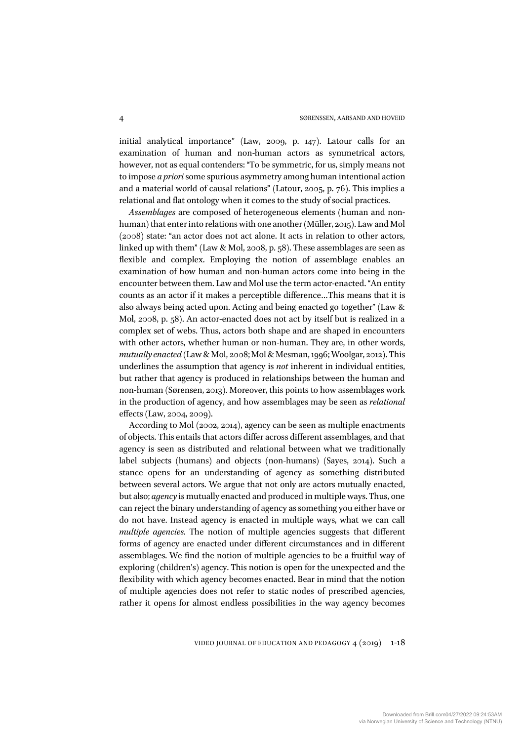initial analytical importance" (Law, 2009, p. 147). Latour calls for an examination of human and non-human actors as symmetrical actors, however, not as equal contenders: "To be symmetric, for us, simply means not to impose *a priori* some spurious asymmetry among human intentional action and a material world of causal relations" (Latour, 2005, p. 76). This implies a relational and flat ontology when it comes to the study of social practices.

*Assemblages* are composed of heterogeneous elements (human and non-human) that enter into relations with one another (Müller, 2015). Law and Mol (2008) state: "an actor does not act alone. It acts in relation to other actors, linked up with them" (Law & Mol, 2008, p. 58). These assemblages are seen as flexible and complex. Employing the notion of assemblage enables an examination of how human and non-human actors come into being in the encounter between them. Law and Mol use the term actor-enacted. "An entity counts as an actor if it makes a perceptible difference…This means that it is also always being acted upon. Acting and being enacted go together" (Law & Mol, 2008, p. 58). An actor-enacted does not act by itself but is realized in a complex set of webs. Thus, actors both shape and are shaped in encounters with other actors, whether human or non-human. They are, in other words, *mutually enacted* (Law & Mol, 2008; Mol & Mesman, 1996; Woolgar, 2012). This underlines the assumption that agency is *not* inherent in individual entities, but rather that agency is produced in relationships between the human and non-human (Sørensen, 2013). Moreover, this points to how assemblages work in the production of agency, and how assemblages may be seen as *relational* effects (Law, 2004, 2009).

According to Mol (2002, 2014), agency can be seen as multiple enactments of objects. This entails that actors differ across different assemblages, and that agency is seen as distributed and relational between what we traditionally label subjects (humans) and objects (non-humans) (Sayes, 2014). Such a stance opens for an understanding of agency as something distributed between several actors. We argue that not only are actors mutually enacted, but also; *agency* is mutually enacted and produced in multiple ways. Thus, one can reject the binary understanding of agency as something you either have or do not have. Instead agency is enacted in multiple ways, what we can call *multiple agencies.* The notion of multiple agencies suggests that different forms of agency are enacted under different circumstances and in different assemblages. We find the notion of multiple agencies to be a fruitful way of exploring (children's) agency. This notion is open for the unexpected and the flexibility with which agency becomes enacted. Bear in mind that the notion of multiple agencies does not refer to static nodes of prescribed agencies, rather it opens for almost endless possibilities in the way agency becomes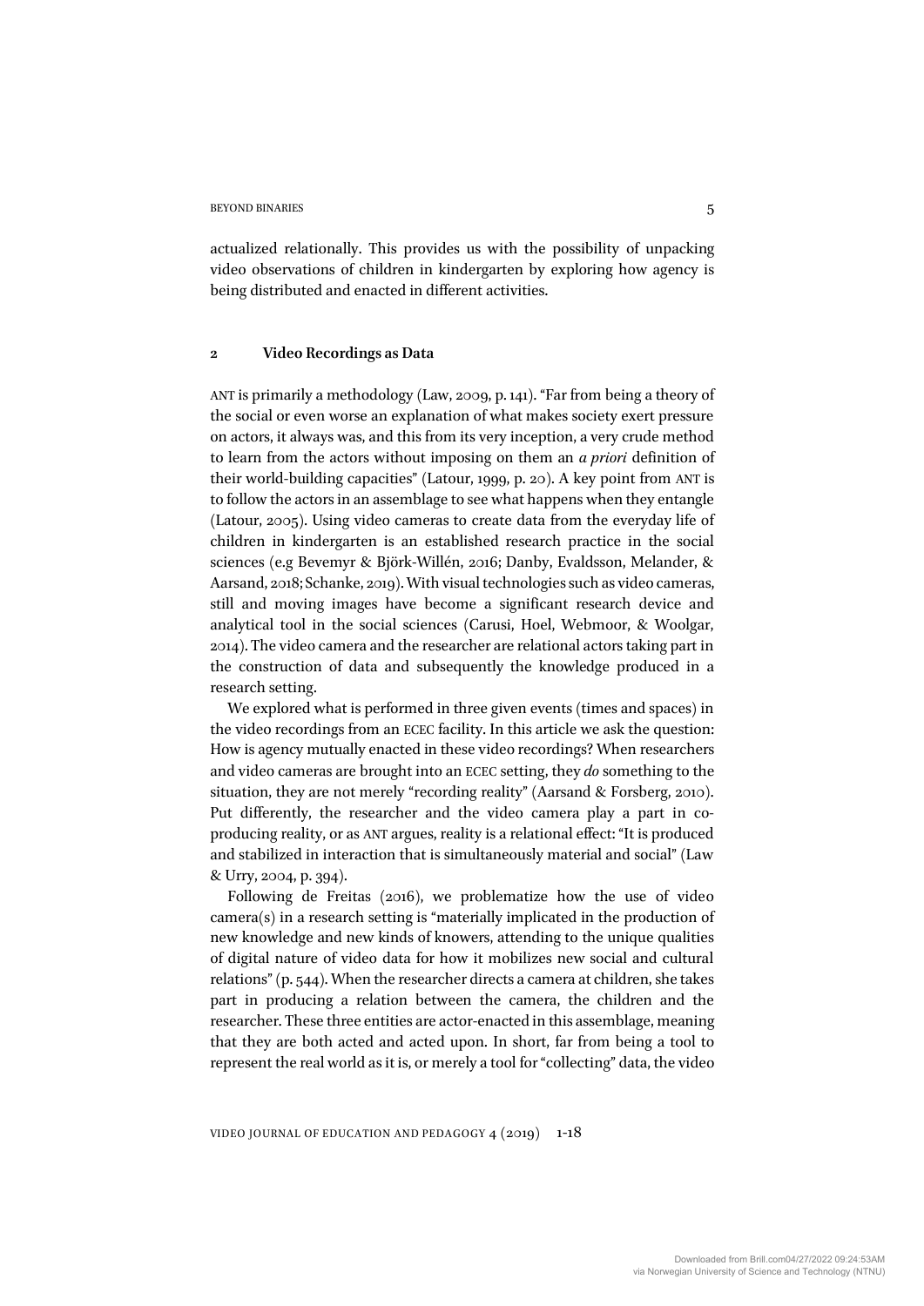actualized relationally. This provides us with the possibility of unpacking video observations of children in kindergarten by exploring how agency is being distributed and enacted in different activities.

## 2 Video Recordings as Data

ANT is primarily a methodology (Law, 2009, p. 141). "Far from being a theory of the social or even worse an explanation of what makes society exert pressure on actors, it always was, and this from its very inception, a very crude method to learn from the actors without imposing on them an *a priori* definition of their world-building capacities" (Latour, 1999, p. 20). A key point from ANT is to follow the actors in an assemblage to see what happens when they entangle (Latour, 2005). Using video cameras to create data from the everyday life of children in kindergarten is an established research practice in the social sciences (e.g Bevemyr & Björk-Willén, 2016; Danby, Evaldsson, Melander, & Aarsand, 2018; Schanke, 2019). With visual technologies such as video cameras, still and moving images have become a significant research device and analytical tool in the social sciences (Carusi, Hoel, Webmoor, & Woolgar, 2014). The video camera and the researcher are relational actors taking part in the construction of data and subsequently the knowledge produced in a research setting.

We explored what is performed in three given events (times and spaces) in the video recordings from an ECEC facility. In this article we ask the question: How is agency mutually enacted in these video recordings? When researchers and video cameras are brought into an ECEC setting, they *do* something to the situation, they are not merely "recording reality" (Aarsand & Forsberg, 2010). Put differently, the researcher and the video camera play a part in co-producing reality, or as ANT argues, reality is a relational effect: "It is produced and stabilized in interaction that is simultaneously material and social" (Law & Urry, 2004, p. 394).

Following de Freitas (2016), we problematize how the use of video camera(s) in a research setting is "materially implicated in the production of new knowledge and new kinds of knowers, attending to the unique qualities of digital nature of video data for how it mobilizes new social and cultural relations" (p. 544). When the researcher directs a camera at children, she takes part in producing a relation between the camera, the children and the researcher. These three entities are actor-enacted in this assemblage, meaning that they are both acted and acted upon. In short, far from being a tool to represent the real world as it is, or merely a tool for "collecting" data, the video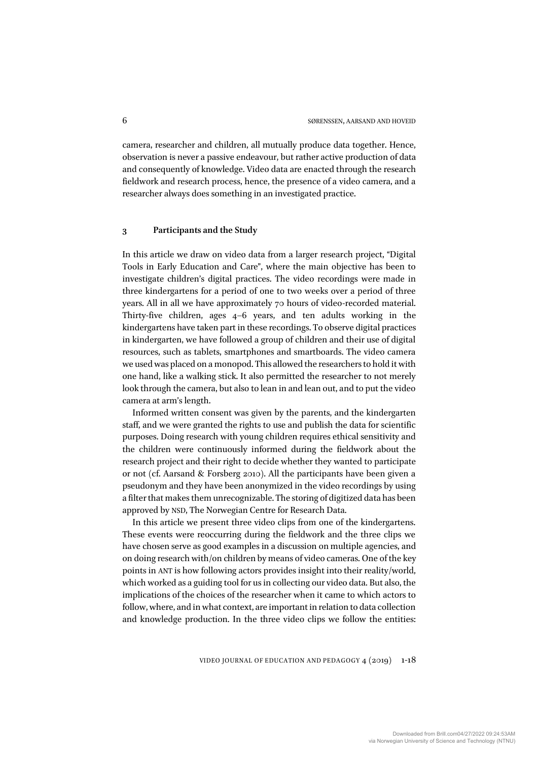camera, researcher and children, all mutually produce data together. Hence, observation is never a passive endeavour, but rather active production of data and consequently of knowledge. Video data are enacted through the research fieldwork and research process, hence, the presence of a video camera, and a researcher always does something in an investigated practice.

## 3 Participants and the Study

In this article we draw on video data from a larger research project, "Digital Tools in Early Education and Care", where the main objective has been to investigate children's digital practices. The video recordings were made in three kindergartens for a period of one to two weeks over a period of three years. All in all we have approximately 70 hours of video-recorded material. Thirty-five children, ages 4–6 years, and ten adults working in the kindergartens have taken part in these recordings. To observe digital practices in kindergarten, we have followed a group of children and their use of digital resources, such as tablets, smartphones and smartboards. The video camera we used was placed on a monopod. This allowed the researchers to hold it with one hand, like a walking stick. It also permitted the researcher to not merely look through the camera, but also to lean in and lean out, and to put the video camera at arm's length.

Informed written consent was given by the parents, and the kindergarten staff, and we were granted the rights to use and publish the data for scientific purposes. Doing research with young children requires ethical sensitivity and the children were continuously informed during the fieldwork about the research project and their right to decide whether they wanted to participate or not (cf. Aarsand & Forsberg 2010). All the participants have been given a pseudonym and they have been anonymized in the video recordings by using a filter that makes them unrecognizable. The storing of digitized data has been approved by NSD, The Norwegian Centre for Research Data.

In this article we present three video clips from one of the kindergartens. These events were reoccurring during the fieldwork and the three clips we have chosen serve as good examples in a discussion on multiple agencies, and on doing research with/on children by means of video cameras. One of the key points in ANT is how following actors provides insight into their reality/world, which worked as a guiding tool for us in collecting our video data. But also, the implications of the choices of the researcher when it came to which actors to follow, where, and in what context, are important in relation to data collection and knowledge production. In the three video clips we follow the entities: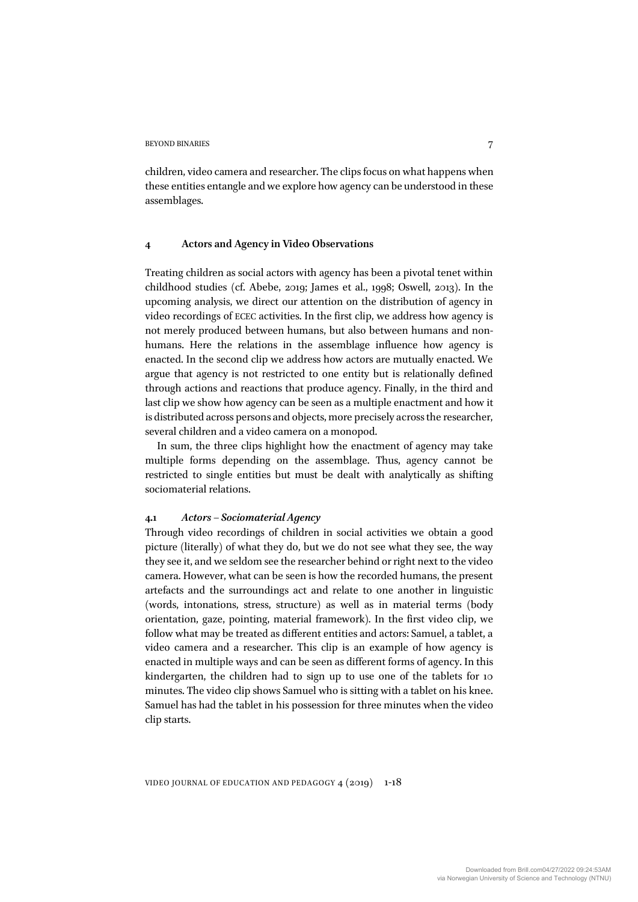children, video camera and researcher. The clips focus on what happens when these entities entangle and we explore how agency can be understood in these assemblages.

## 4 Actors and Agency in Video Observations

Treating children as social actors with agency has been a pivotal tenet within childhood studies (cf. Abebe, 2019; James et al., 1998; Oswell, 2013). In the upcoming analysis, we direct our attention on the distribution of agency in video recordings of ECEC activities. In the first clip, we address how agency is not merely produced between humans, but also between humans and non-humans. Here the relations in the assemblage influence how agency is enacted. In the second clip we address how actors are mutually enacted. We argue that agency is not restricted to one entity but is relationally defined through actions and reactions that produce agency. Finally, in the third and last clip we show how agency can be seen as a multiple enactment and how it is distributed across persons and objects, more precisely across the researcher, several children and a video camera on a monopod.

In sum, the three clips highlight how the enactment of agency may take multiple forms depending on the assemblage. Thus, agency cannot be restricted to single entities but must be dealt with analytically as shifting sociomaterial relations.

### 4.1 *Actors – Sociomaterial Agency*

Through video recordings of children in social activities we obtain a good picture (literally) of what they do, but we do not see what they see, the way they see it, and we seldom see the researcher behind or right next to the video camera. However, what can be seen is how the recorded humans, the present artefacts and the surroundings act and relate to one another in linguistic (words, intonations, stress, structure) as well as in material terms (body orientation, gaze, pointing, material framework). In the first video clip, we follow what may be treated as different entities and actors: Samuel, a tablet, a video camera and a researcher. This clip is an example of how agency is enacted in multiple ways and can be seen as different forms of agency. In this kindergarten, the children had to sign up to use one of the tablets for 10 minutes. The video clip shows Samuel who is sitting with a tablet on his knee. Samuel has had the tablet in his possession for three minutes when the video clip starts.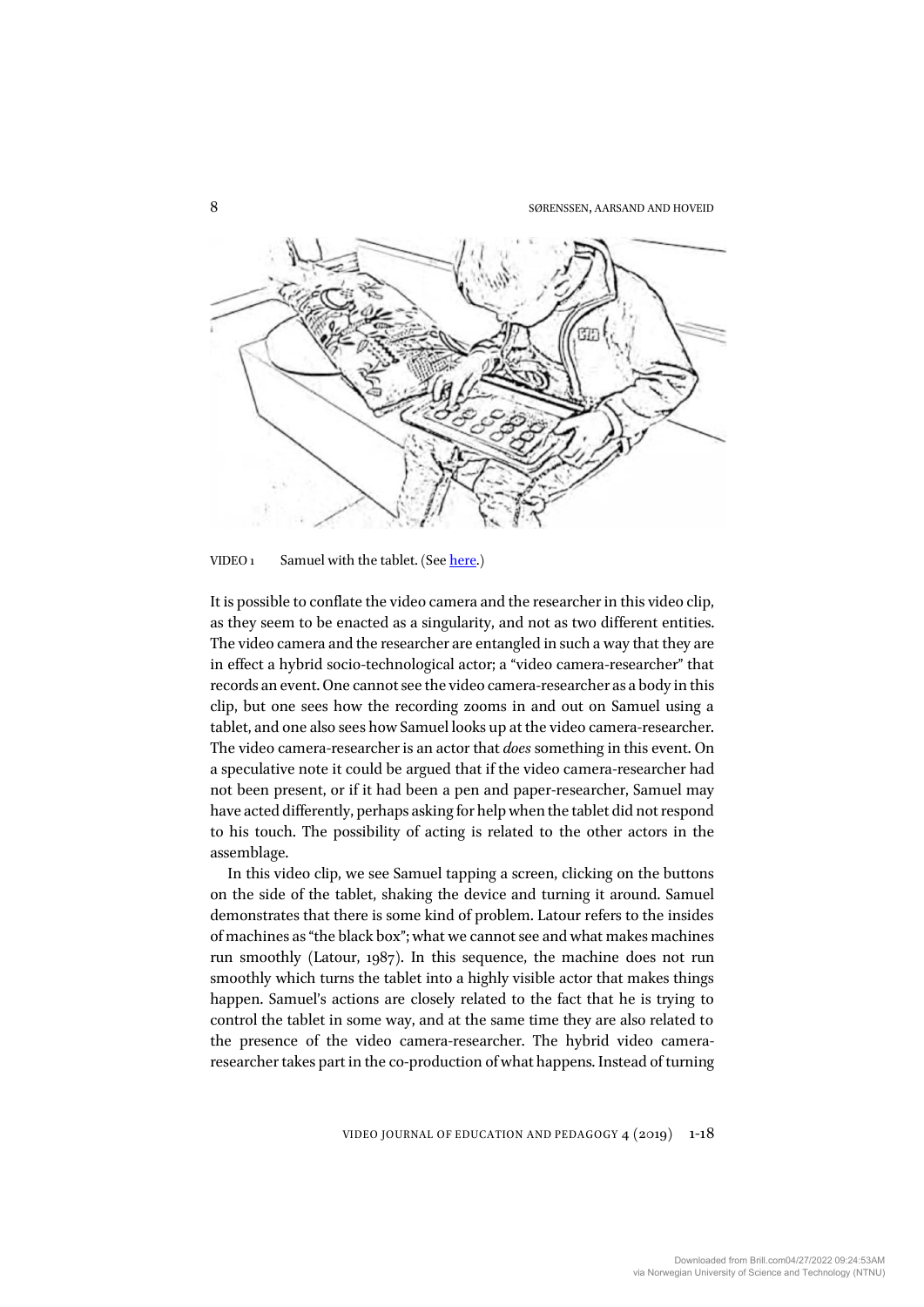VIDEO 1 Samuel with the tablet. (See here.)

It is possible to conflate the video camera and the researcher in this video clip, as they seem to be enacted as a singularity, and not as two different entities. The video camera and the researcher are entangled in such a way that they are in effect a hybrid socio-technological actor; a "video camera-researcher" that records an event. One cannot see the video camera-researcher as a body in this clip, but one sees how the recording zooms in and out on Samuel using a tablet, and one also sees how Samuel looks up at the video camera-researcher. The video camera-researcher is an actor that *does* something in this event. On a speculative note it could be argued that if the video camera-researcher had not been present, or if it had been a pen and paper-researcher, Samuel may have acted differently, perhaps asking for help when the tablet did not respond to his touch. The possibility of acting is related to the other actors in the assemblage.

In this video clip, we see Samuel tapping a screen, clicking on the buttons on the side of the tablet, shaking the device and turning it around. Samuel demonstrates that there is some kind of problem. Latour refers to the insides of machines as "the black box"; what we cannot see and what makes machines run smoothly (Latour, 1987). In this sequence, the machine does not run smoothly which turns the tablet into a highly visible actor that makes things happen. Samuel's actions are closely related to the fact that he is trying to control the tablet in some way, and at the same time they are also related to the presence of the video camera-researcher. The hybrid video camera-researcher takes part in the co-production of what happens. Instead of turning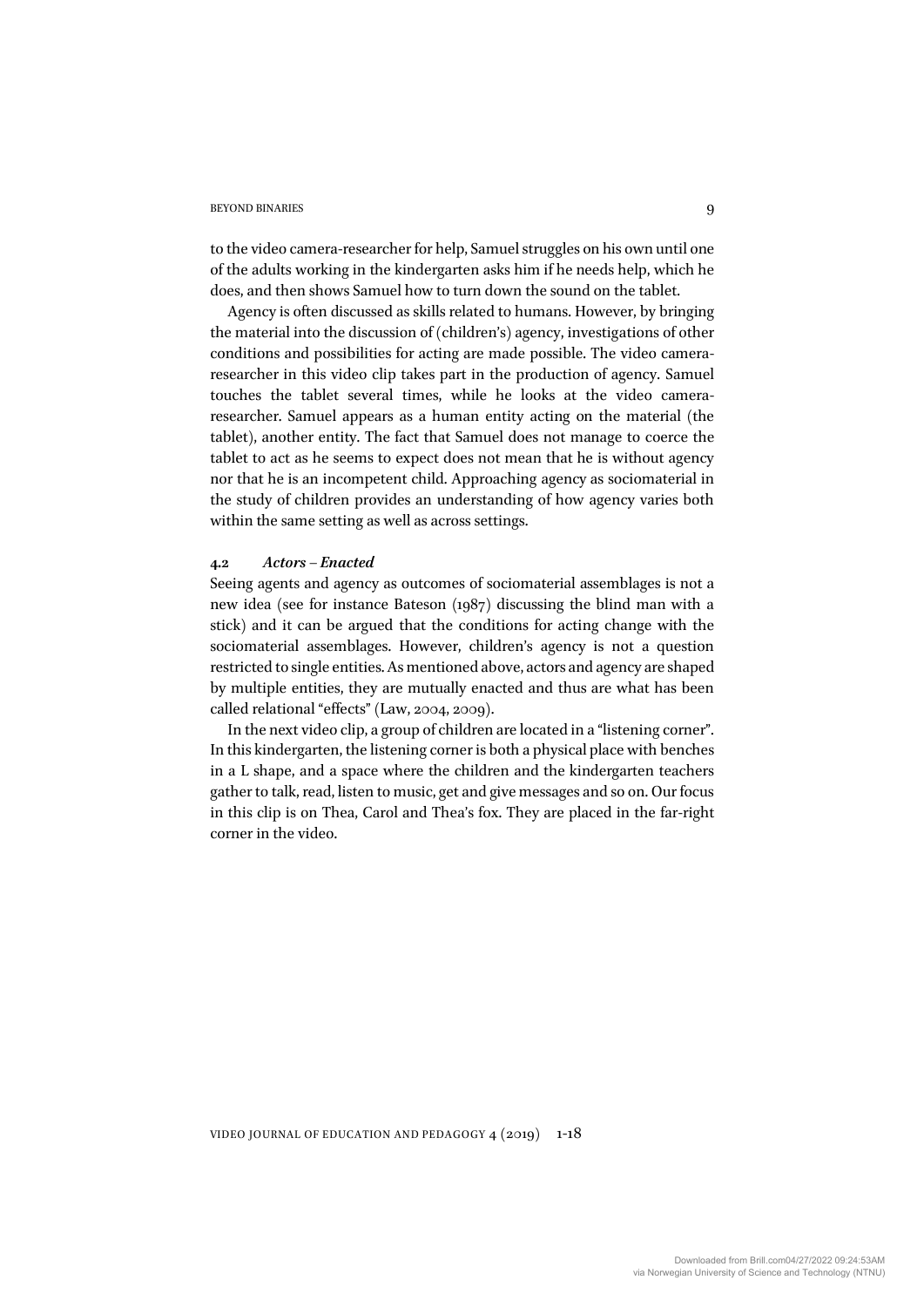to the video camera-researcher for help, Samuel struggles on his own until one of the adults working in the kindergarten asks him if he needs help, which he does, and then shows Samuel how to turn down the sound on the tablet.

Agency is often discussed as skills related to humans. However, by bringing the material into the discussion of (children's) agency, investigations of other conditions and possibilities for acting are made possible. The video camera-researcher in this video clip takes part in the production of agency. Samuel touches the tablet several times, while he looks at the video camera-researcher. Samuel appears as a human entity acting on the material (the tablet), another entity. The fact that Samuel does not manage to coerce the tablet to act as he seems to expect does not mean that he is without agency nor that he is an incompetent child. Approaching agency as sociomaterial in the study of children provides an understanding of how agency varies both within the same setting as well as across settings.

### 4.2 *Actors – Enacted*

Seeing agents and agency as outcomes of sociomaterial assemblages is not a new idea (see for instance Bateson (1987) discussing the blind man with a stick) and it can be argued that the conditions for acting change with the sociomaterial assemblages. However, children's agency is not a question restricted to single entities. As mentioned above, actors and agency are shaped by multiple entities, they are mutually enacted and thus are what has been called relational "effects" (Law, 2004, 2009).

In the next video clip, a group of children are located in a "listening corner". In this kindergarten, the listening corner is both a physical place with benches in a L shape, and a space where the children and the kindergarten teachers gather to talk, read, listen to music, get and give messages and so on. Our focus in this clip is on Thea, Carol and Thea's fox. They are placed in the far-right corner in the video.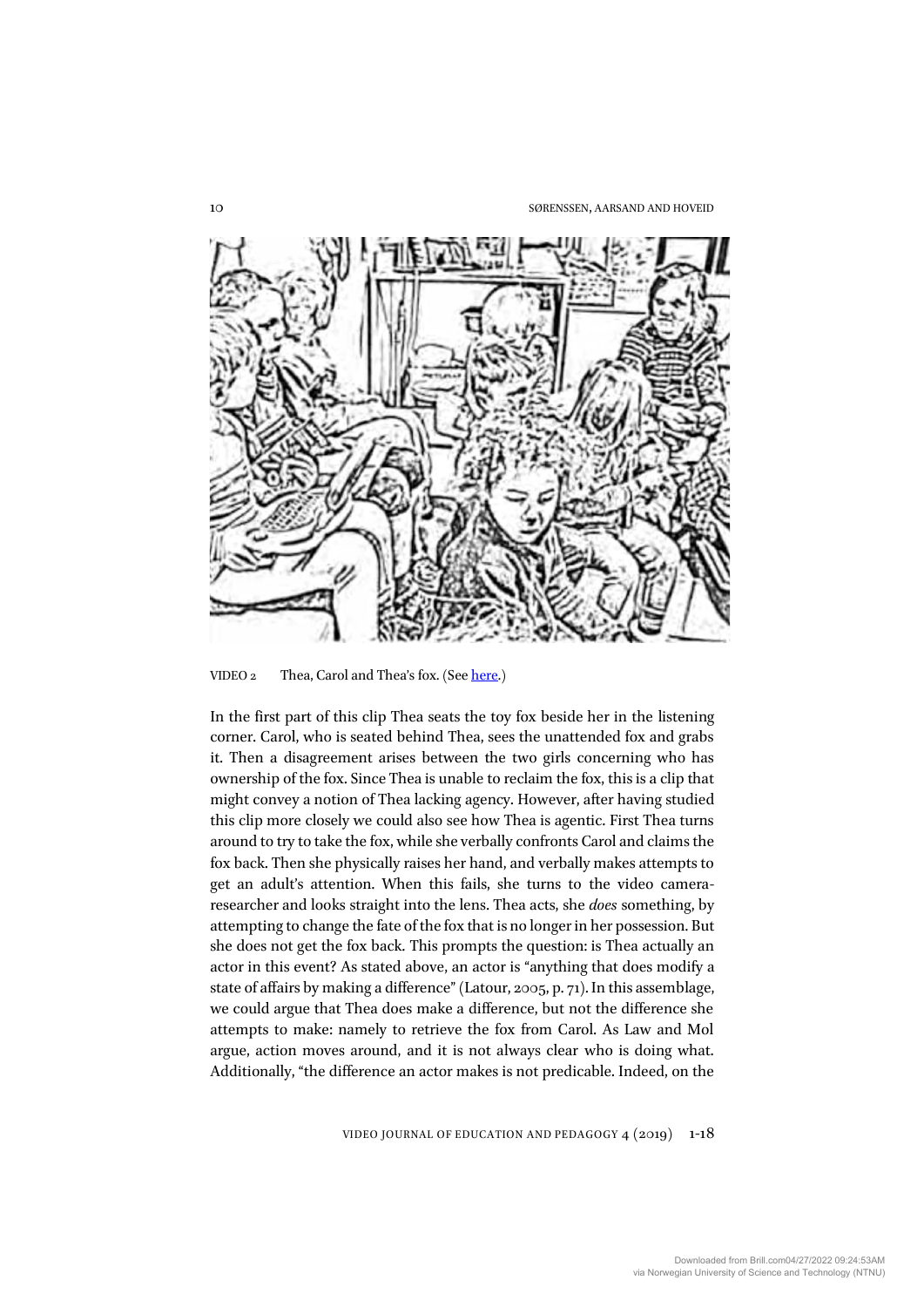VIDEO 2 Thea, Carol and Thea's fox. (See here.)

In the first part of this clip Thea seats the toy fox beside her in the listening corner. Carol, who is seated behind Thea, sees the unattended fox and grabs it. Then a disagreement arises between the two girls concerning who has ownership of the fox. Since Thea is unable to reclaim the fox, this is a clip that might convey a notion of Thea lacking agency. However, after having studied this clip more closely we could also see how Thea is agentic. First Thea turns around to try to take the fox, while she verbally confronts Carol and claims the fox back. Then she physically raises her hand, and verbally makes attempts to get an adult's attention. When this fails, she turns to the video camera-researcher and looks straight into the lens. Thea acts, she *does* something, by attempting to change the fate of the fox that is no longer in her possession. But she does not get the fox back. This prompts the question: is Thea actually an actor in this event? As stated above, an actor is "anything that does modify a state of affairs by making a difference" (Latour, 2005, p. 71). In this assemblage, we could argue that Thea does make a difference, but not the difference she attempts to make: namely to retrieve the fox from Carol. As Law and Mol argue, action moves around, and it is not always clear who is doing what. Additionally, "the difference an actor makes is not predicable. Indeed, on the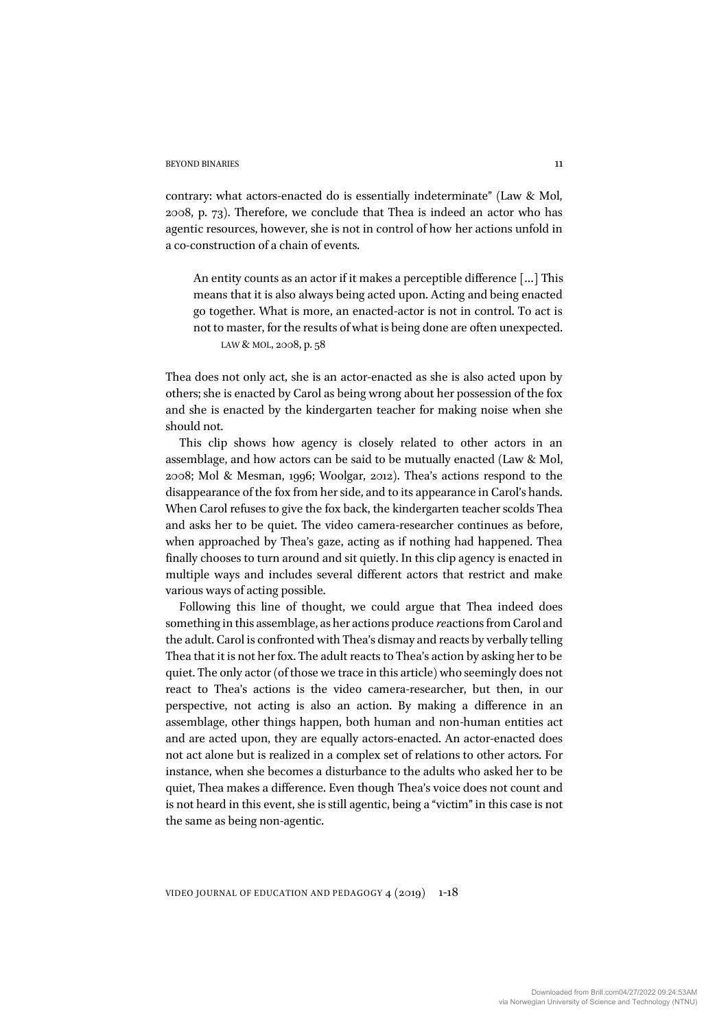contrary: what actors-enacted do is essentially indeterminate" (Law & Mol, 2008, p. 73). Therefore, we conclude that Thea is indeed an actor who has agentic resources, however, she is not in control of how her actions unfold in a co-construction of a chain of events.

> An entity counts as an actor if it makes a perceptible difference […] This means that it is also always being acted upon. Acting and being enacted go together. What is more, an enacted-actor is not in control. To act is not to master, for the results of what is being done are often unexpected.
> LAW & MOL, 2008, p. 58

Thea does not only act, she is an actor-enacted as she is also acted upon by others; she is enacted by Carol as being wrong about her possession of the fox and she is enacted by the kindergarten teacher for making noise when she should not.

This clip shows how agency is closely related to other actors in an assemblage, and how actors can be said to be mutually enacted (Law & Mol, 2008; Mol & Mesman, 1996; Woolgar, 2012). Thea's actions respond to the disappearance of the fox from her side, and to its appearance in Carol's hands. When Carol refuses to give the fox back, the kindergarten teacher scolds Thea and asks her to be quiet. The video camera-researcher continues as before, when approached by Thea's gaze, acting as if nothing had happened. Thea finally chooses to turn around and sit quietly. In this clip agency is enacted in multiple ways and includes several different actors that restrict and make various ways of acting possible.

Following this line of thought, we could argue that Thea indeed does something in this assemblage, as her actions produce *re*actions from Carol and the adult. Carol is confronted with Thea's dismay and reacts by verbally telling Thea that it is not her fox. The adult reacts to Thea's action by asking her to be quiet. The only actor (of those we trace in this article) who seemingly does not react to Thea's actions is the video camera-researcher, but then, in our perspective, not acting is also an action. By making a difference in an assemblage, other things happen, both human and non-human entities act and are acted upon, they are equally actors-enacted. An actor-enacted does not act alone but is realized in a complex set of relations to other actors. For instance, when she becomes a disturbance to the adults who asked her to be quiet, Thea makes a difference. Even though Thea's voice does not count and is not heard in this event, she is still agentic, being a "victim" in this case is not the same as being non-agentic.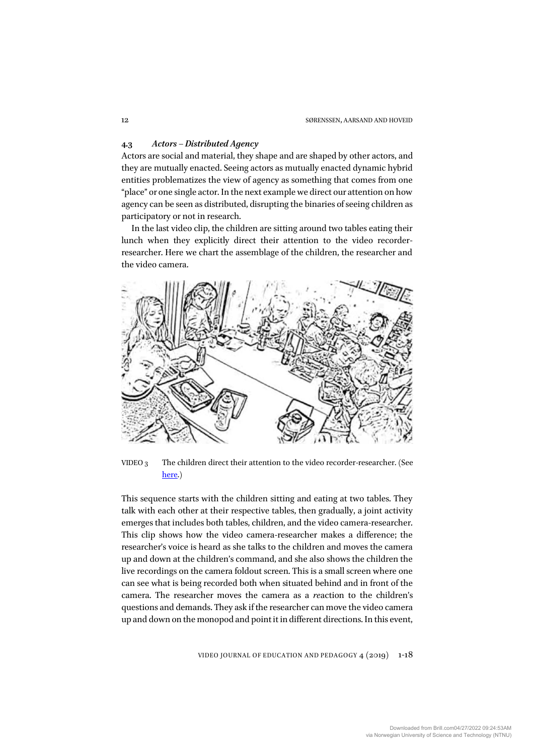### 4.3 *Actors – Distributed Agency*

Actors are social and material, they shape and are shaped by other actors, and they are mutually enacted. Seeing actors as mutually enacted dynamic hybrid entities problematizes the view of agency as something that comes from one "place" or one single actor. In the next example we direct our attention on how agency can be seen as distributed, disrupting the binaries of seeing children as participatory or not in research.

In the last video clip, the children are sitting around two tables eating their lunch when they explicitly direct their attention to the video recorder-researcher. Here we chart the assemblage of the children, the researcher and the video camera.

VIDEO 3 The children direct their attention to the video recorder-researcher. (See here.)

This sequence starts with the children sitting and eating at two tables. They talk with each other at their respective tables, then gradually, a joint activity emerges that includes both tables, children, and the video camera-researcher. This clip shows how the video camera-researcher makes a difference; the researcher's voice is heard as she talks to the children and moves the camera up and down at the children's command, and she also shows the children the live recordings on the camera foldout screen. This is a small screen where one can see what is being recorded both when situated behind and in front of the camera. The researcher moves the camera as a *re*action to the children's questions and demands. They ask if the researcher can move the video camera up and down on the monopod and point it in different directions. In this event,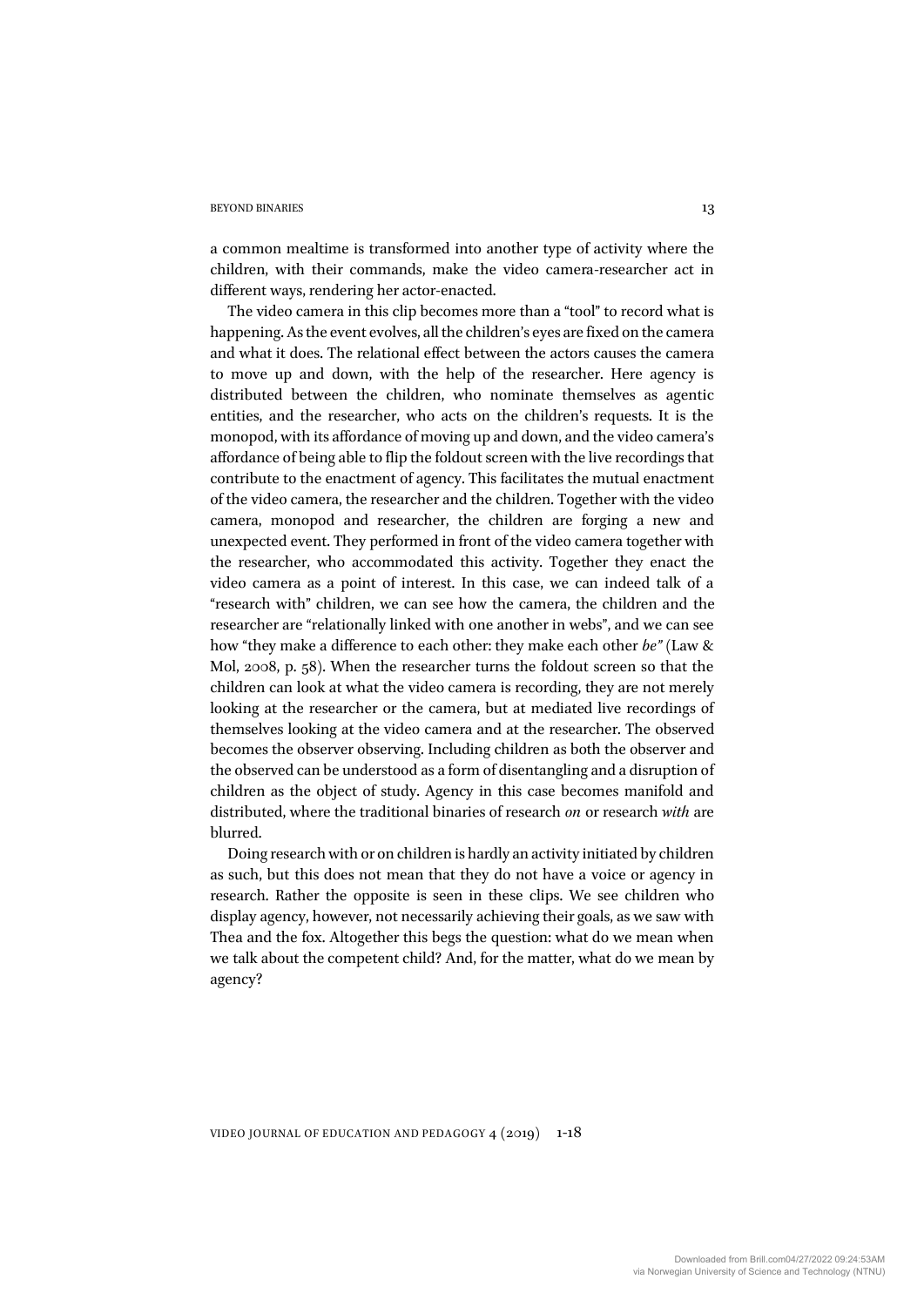a common mealtime is transformed into another type of activity where the children, with their commands, make the video camera-researcher act in different ways, rendering her actor-enacted.

The video camera in this clip becomes more than a "tool" to record what is happening. As the event evolves, all the children's eyes are fixed on the camera and what it does. The relational effect between the actors causes the camera to move up and down, with the help of the researcher. Here agency is distributed between the children, who nominate themselves as agentic entities, and the researcher, who acts on the children's requests. It is the monopod, with its affordance of moving up and down, and the video camera's affordance of being able to flip the foldout screen with the live recordings that contribute to the enactment of agency. This facilitates the mutual enactment of the video camera, the researcher and the children. Together with the video camera, monopod and researcher, the children are forging a new and unexpected event. They performed in front of the video camera together with the researcher, who accommodated this activity. Together they enact the video camera as a point of interest. In this case, we can indeed talk of a "research with" children, we can see how the camera, the children and the researcher are "relationally linked with one another in webs", and we can see how "they make a difference to each other: they make each other *be"* (Law & Mol, 2008, p. 58). When the researcher turns the foldout screen so that the children can look at what the video camera is recording, they are not merely looking at the researcher or the camera, but at mediated live recordings of themselves looking at the video camera and at the researcher. The observed becomes the observer observing. Including children as both the observer and the observed can be understood as a form of disentangling and a disruption of children as the object of study. Agency in this case becomes manifold and distributed, where the traditional binaries of research *on* or research *with* are blurred.

Doing research with or on children is hardly an activity initiated by children as such, but this does not mean that they do not have a voice or agency in research. Rather the opposite is seen in these clips. We see children who display agency, however, not necessarily achieving their goals, as we saw with Thea and the fox. Altogether this begs the question: what do we mean when we talk about the competent child? And, for the matter, what do we mean by agency?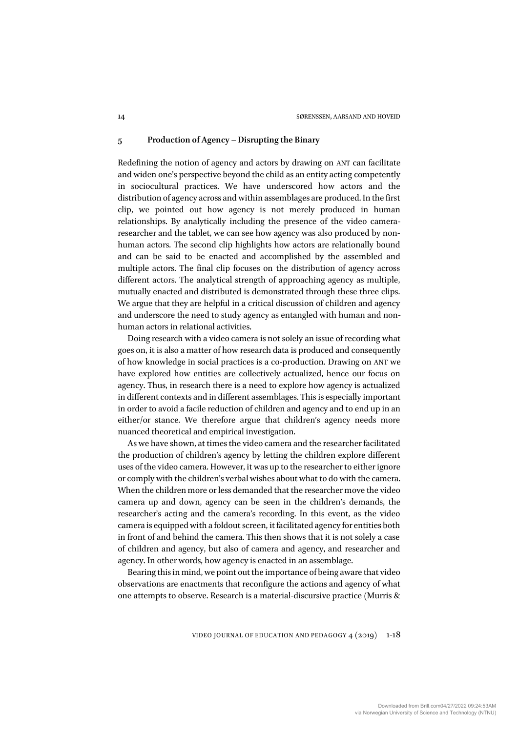## 5 Production of Agency – Disrupting the Binary

Redefining the notion of agency and actors by drawing on ANT can facilitate and widen one's perspective beyond the child as an entity acting competently in sociocultural practices. We have underscored how actors and the distribution of agency across and within assemblages are produced. In the first clip, we pointed out how agency is not merely produced in human relationships. By analytically including the presence of the video camera-researcher and the tablet, we can see how agency was also produced by non-human actors. The second clip highlights how actors are relationally bound and can be said to be enacted and accomplished by the assembled and multiple actors. The final clip focuses on the distribution of agency across different actors. The analytical strength of approaching agency as multiple, mutually enacted and distributed is demonstrated through these three clips. We argue that they are helpful in a critical discussion of children and agency and underscore the need to study agency as entangled with human and non-human actors in relational activities.

Doing research with a video camera is not solely an issue of recording what goes on, it is also a matter of how research data is produced and consequently of how knowledge in social practices is a co-production. Drawing on ANT we have explored how entities are collectively actualized, hence our focus on agency. Thus, in research there is a need to explore how agency is actualized in different contexts and in different assemblages. This is especially important in order to avoid a facile reduction of children and agency and to end up in an either/or stance. We therefore argue that children's agency needs more nuanced theoretical and empirical investigation.

As we have shown, at times the video camera and the researcher facilitated the production of children's agency by letting the children explore different uses of the video camera. However, it was up to the researcher to either ignore or comply with the children's verbal wishes about what to do with the camera. When the children more or less demanded that the researcher move the video camera up and down, agency can be seen in the children's demands, the researcher's acting and the camera's recording. In this event, as the video camera is equipped with a foldout screen, it facilitated agency for entities both in front of and behind the camera. This then shows that it is not solely a case of children and agency, but also of camera and agency, and researcher and agency. In other words, how agency is enacted in an assemblage.

Bearing this in mind, we point out the importance of being aware that video observations are enactments that reconfigure the actions and agency of what one attempts to observe. Research is a material-discursive practice (Murris &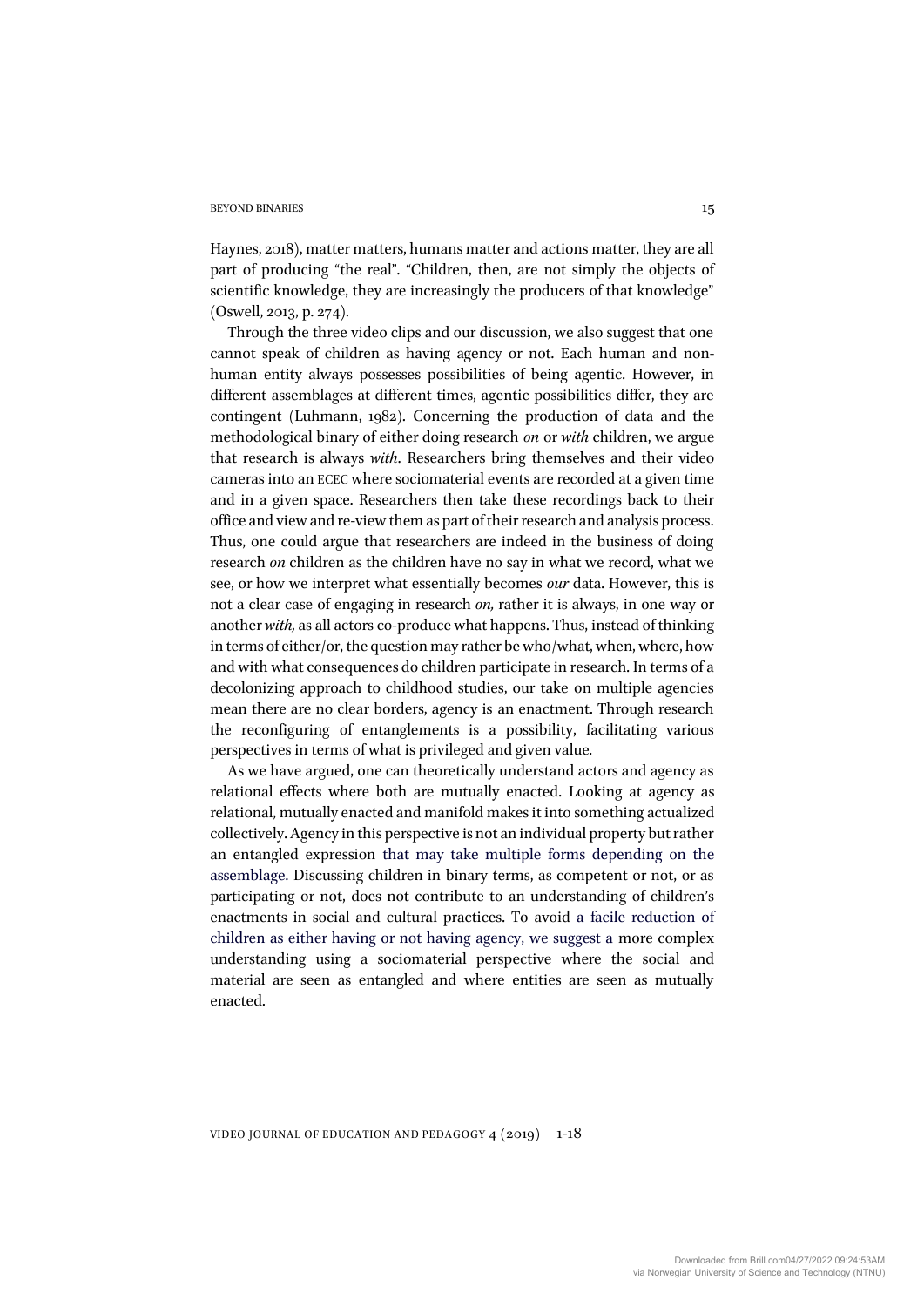Haynes, 2018), matter matters, humans matter and actions matter, they are all part of producing "the real". "Children, then, are not simply the objects of scientific knowledge, they are increasingly the producers of that knowledge" (Oswell, 2013, p. 274).

Through the three video clips and our discussion, we also suggest that one cannot speak of children as having agency or not. Each human and non-human entity always possesses possibilities of being agentic. However, in different assemblages at different times, agentic possibilities differ, they are contingent (Luhmann, 1982). Concerning the production of data and the methodological binary of either doing research *on* or *with* children, we argue that research is always *with*. Researchers bring themselves and their video cameras into an ECEC where sociomaterial events are recorded at a given time and in a given space. Researchers then take these recordings back to their office and view and re-view them as part of their research and analysis process. Thus, one could argue that researchers are indeed in the business of doing research *on* children as the children have no say in what we record, what we see, or how we interpret what essentially becomes *our* data. However, this is not a clear case of engaging in research *on,* rather it is always, in one way or another *with,* as all actors co-produce what happens. Thus, instead of thinking in terms of either/or, the question may rather be who/what, when, where, how and with what consequences do children participate in research. In terms of a decolonizing approach to childhood studies, our take on multiple agencies mean there are no clear borders, agency is an enactment. Through research the reconfiguring of entanglements is a possibility, facilitating various perspectives in terms of what is privileged and given value.

As we have argued, one can theoretically understand actors and agency as relational effects where both are mutually enacted. Looking at agency as relational, mutually enacted and manifold makes it into something actualized collectively. Agency in this perspective is not an individual property but rather an entangled expression that may take multiple forms depending on the assemblage. Discussing children in binary terms, as competent or not, or as participating or not, does not contribute to an understanding of children's enactments in social and cultural practices. To avoid a facile reduction of children as either having or not having agency, we suggest a more complex understanding using a sociomaterial perspective where the social and material are seen as entangled and where entities are seen as mutually enacted.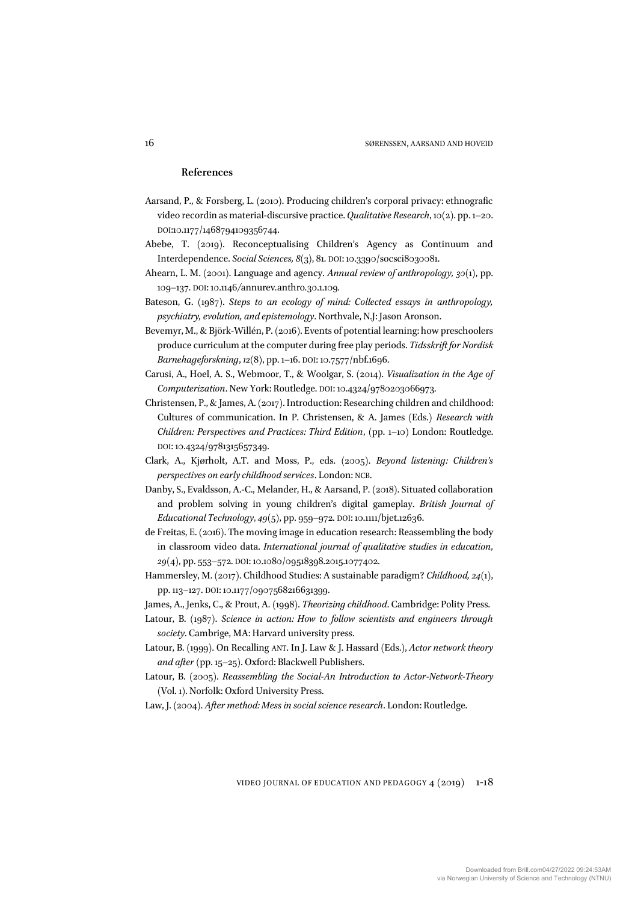## References

Aarsand, P., & Forsberg, L. (2010). Producing children's corporal privacy: ethnografic video recordin as material-discursive practice. *Qualitative Research*, 10(2). pp. 1–20. DOI:10.1177/1468794109356744.

Abebe, T. (2019). Reconceptualising Children's Agency as Continuum and Interdependence. *Social Sciences, 8*(3), 81. DOI: 10.3390/socsci8030081.

Ahearn, L. M. (2001). Language and agency. *Annual review of anthropology, 30*(1), pp. 109–137. DOI: 10.1146/annurev.anthro.30.1.109.

Bateson, G. (1987). *Steps to an ecology of mind: Collected essays in anthropology, psychiatry, evolution, and epistemology*. Northvale, N.J: Jason Aronson.

Bevemyr, M., & Björk-Willén, P. (2016). Events of potential learning: how preschoolers produce curriculum at the computer during free play periods. *Tidsskrift for Nordisk Barnehageforskning*, *12*(8), pp. 1–16. DOI: 10.7577/nbf.1696.

Carusi, A., Hoel, A. S., Webmoor, T., & Woolgar, S. (2014). *Visualization in the Age of Computerization*. New York: Routledge. DOI: 10.4324/9780203066973.

Christensen, P., & James, A. (2017). Introduction: Researching children and childhood: Cultures of communication. In P. Christensen, & A. James (Eds.) *Research with Children: Perspectives and Practices: Third Edition*, (pp. 1–10) London: Routledge. DOI: 10.4324/9781315657349.

Clark, A., Kjørholt, A.T. and Moss, P., eds. (2005). *Beyond listening: Children's perspectives on early childhood services*. London: NCB.

Danby, S., Evaldsson, A.-C., Melander, H., & Aarsand, P. (2018). Situated collaboration and problem solving in young children's digital gameplay. *British Journal of Educational Technology*, *49*(5), pp. 959–972. DOI: 10.1111/bjet.12636.

de Freitas, E. (2016). The moving image in education research: Reassembling the body in classroom video data. *International journal of qualitative studies in education, 29*(4), pp. 553–572. DOI: 10.1080/09518398.2015.1077402.

Hammersley, M. (2017). Childhood Studies: A sustainable paradigm? *Childhood, 24*(1), pp. 113–127. DOI: 10.1177/0907568216631399.

James, A., Jenks, C., & Prout, A. (1998). *Theorizing childhood*. Cambridge: Polity Press.

Latour, B. (1987). *Science in action: How to follow scientists and engineers through society*. Cambrige, MA: Harvard university press.

Latour, B. (1999). On Recalling ANT. In J. Law & J. Hassard (Eds.), *Actor network theory and after* (pp. 15–25). Oxford: Blackwell Publishers.

Latour, B. (2005). *Reassembling the Social-An Introduction to Actor-Network-Theory* (Vol. 1). Norfolk: Oxford University Press.

Law, J. (2004). *After method: Mess in social science research*. London: Routledge.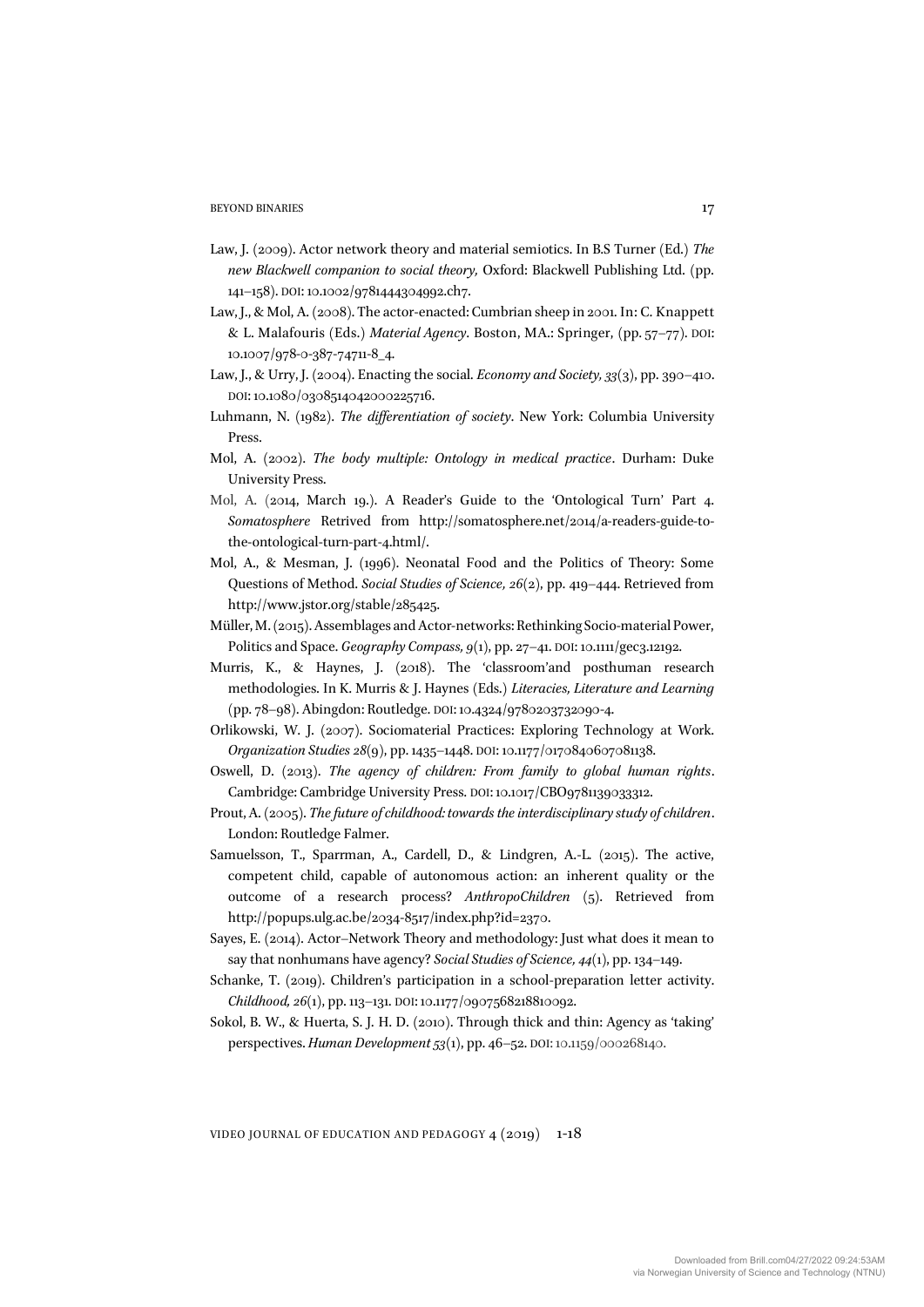Law, J. (2009). Actor network theory and material semiotics. In B.S Turner (Ed.) *The new Blackwell companion to social theory,* Oxford: Blackwell Publishing Ltd. (pp. 141–158). DOI: 10.1002/9781444304992.ch7.

Law, J., & Mol, A. (2008). The actor-enacted: Cumbrian sheep in 2001. In: C. Knappett & L. Malafouris (Eds.) *Material Agency*. Boston, MA.: Springer, (pp. 57–77). DOI: 10.1007/978-0-387-74711-8_4.

Law, J., & Urry, J. (2004). Enacting the social. *Economy and Society, 33*(3), pp. 390–410. DOI: 10.1080/0308514042000225716.

Luhmann, N. (1982). *The differentiation of society*. New York: Columbia University Press.

Mol, A. (2002). *The body multiple: Ontology in medical practice*. Durham: Duke University Press.

Mol, A. (2014, March 19.). A Reader's Guide to the 'Ontological Turn' Part 4. *Somatosphere* Retrived from http://somatosphere.net/2014/a-readers-guide-to-the-ontological-turn-part-4.html/.

Mol, A., & Mesman, J. (1996). Neonatal Food and the Politics of Theory: Some Questions of Method. *Social Studies of Science, 26*(2), pp. 419–444. Retrieved from http://www.jstor.org/stable/285425.

Müller, M. (2015). Assemblages and Actor-networks: Rethinking Socio-material Power, Politics and Space. *Geography Compass, 9*(1), pp. 27–41. DOI: 10.1111/gec3.12192.

Murris, K., & Haynes, J. (2018). The 'classroom'and posthuman research methodologies. In K. Murris & J. Haynes (Eds.) *Literacies, Literature and Learning* (pp. 78–98). Abingdon: Routledge. DOI: 10.4324/9780203732090-4.

Orlikowski, W. J. (2007). Sociomaterial Practices: Exploring Technology at Work. *Organization Studies 28*(9), pp. 1435–1448. DOI: 10.1177/0170840607081138.

Oswell, D. (2013). *The agency of children: From family to global human rights*. Cambridge: Cambridge University Press. DOI: 10.1017/CBO9781139033312.

Prout, A. (2005). *The future of childhood: towards the interdisciplinary study of children*. London: Routledge Falmer.

Samuelsson, T., Sparrman, A., Cardell, D., & Lindgren, A.-L. (2015). The active, competent child, capable of autonomous action: an inherent quality or the outcome of a research process? *AnthropoChildren* (5). Retrieved from http://popups.ulg.ac.be/2034-8517/index.php?id=2370.

Sayes, E. (2014). Actor–Network Theory and methodology: Just what does it mean to say that nonhumans have agency? *Social Studies of Science, 44*(1), pp. 134–149.

Schanke, T. (2019). Children's participation in a school-preparation letter activity. *Childhood, 26*(1), pp. 113–131. DOI: 10.1177/0907568218810092.

Sokol, B. W., & Huerta, S. J. H. D. (2010). Through thick and thin: Agency as 'taking' perspectives. *Human Development 53*(1), pp. 46–52. DOI: 10.1159/000268140.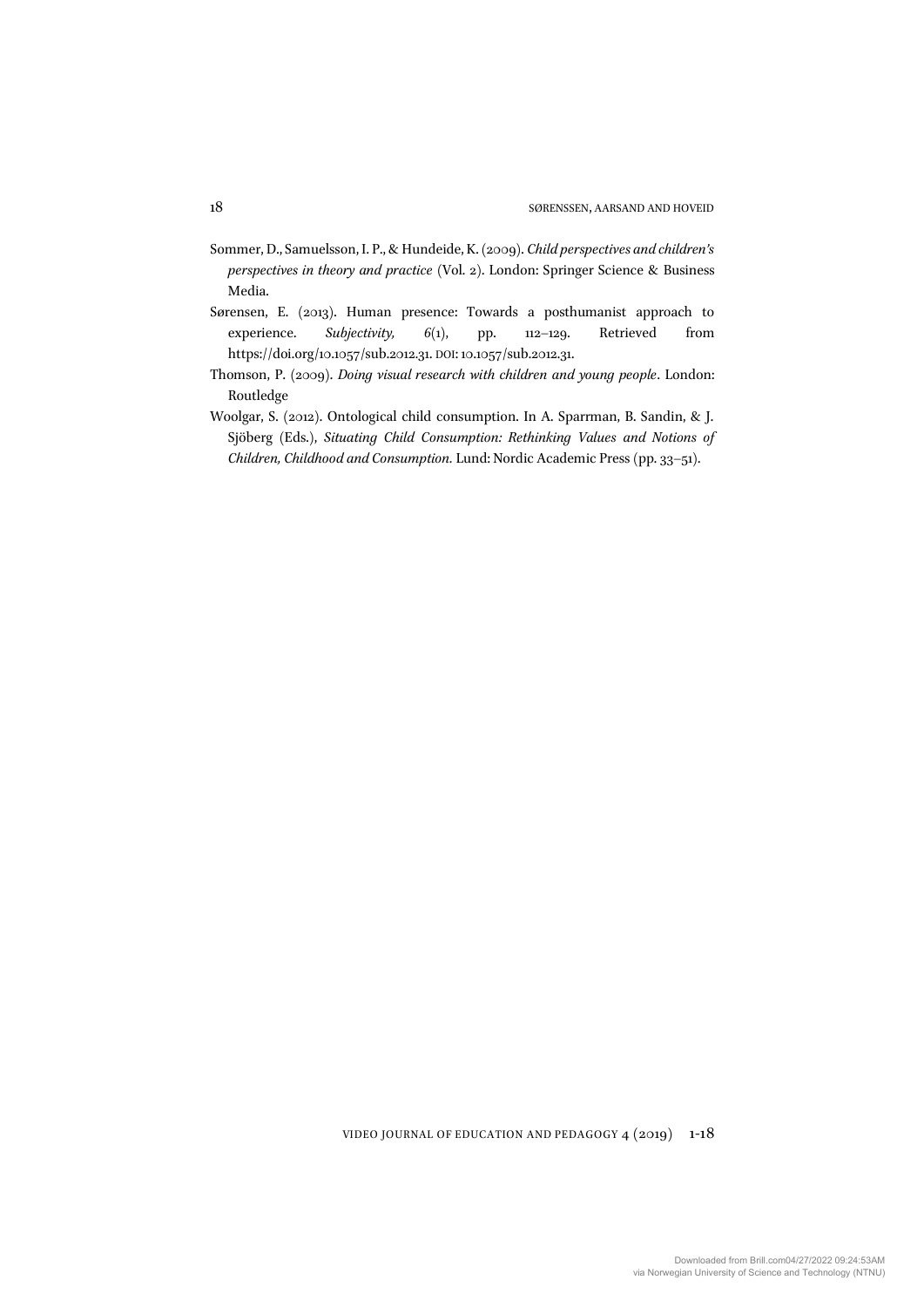Sommer, D., Samuelsson, I. P., & Hundeide, K. (2009). *Child perspectives and children's perspectives in theory and practice* (Vol. 2). London: Springer Science & Business Media.

Sørensen, E. (2013). Human presence: Towards a posthumanist approach to experience. *Subjectivity, 6*(1), pp. 112–129. Retrieved from https://doi.org/10.1057/sub.2012.31. DOI: 10.1057/sub.2012.31.

Thomson, P. (2009). *Doing visual research with children and young people*. London: Routledge

Woolgar, S. (2012). Ontological child consumption. In A. Sparrman, B. Sandin, & J. Sjöberg (Eds.), *Situating Child Consumption: Rethinking Values and Notions of Children, Childhood and Consumption.* Lund: Nordic Academic Press (pp. 33–51).